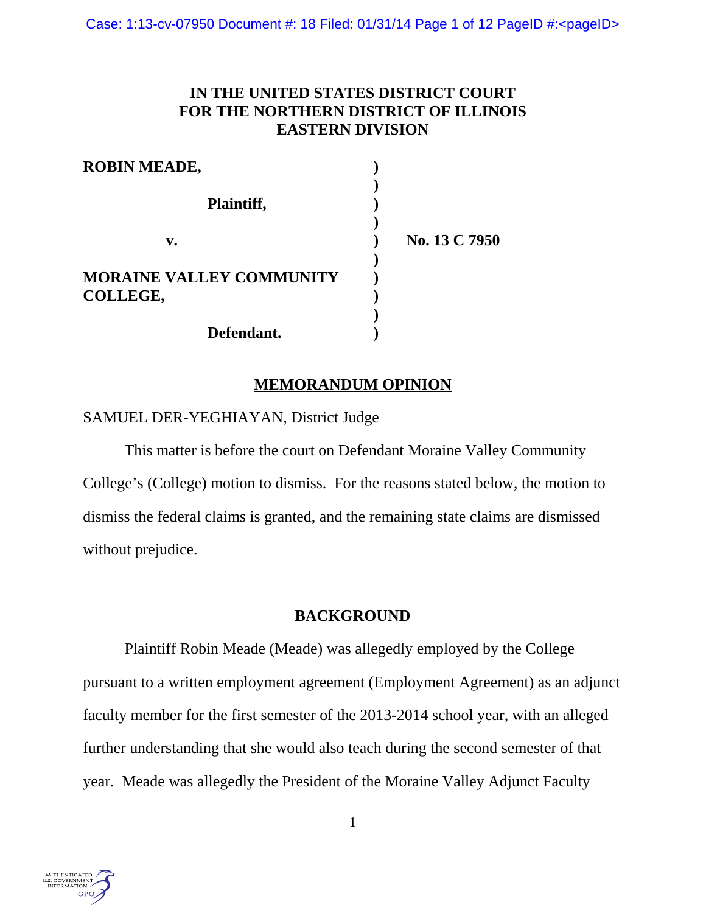# IN THE UNITED STATES DISTRICT COURT FOR THE NORTHERN DISTRICT OF ILLINOIS EASTERN DIVISION

| | | |
|---|---|---|
| **ROBIN MEADE,** | ) | |
| | ) | |
| **Plaintiff,** | ) | |
| | ) | |
| **v.** | ) | **No. 13 C 7950** |
| | ) | |
| **MORAINE VALLEY COMMUNITY COLLEGE,** | ) | |
| | ) | |
| **Defendant.** | ) | |

## MEMORANDUM OPINION

SAMUEL DER-YEGHIAYAN, District Judge

This matter is before the court on Defendant Moraine Valley Community College's (College) motion to dismiss. For the reasons stated below, the motion to dismiss the federal claims is granted, and the remaining state claims are dismissed without prejudice.

## BACKGROUND

Plaintiff Robin Meade (Meade) was allegedly employed by the College pursuant to a written employment agreement (Employment Agreement) as an adjunct faculty member for the first semester of the 2013-2014 school year, with an alleged further understanding that she would also teach during the second semester of that year. Meade was allegedly the President of the Moraine Valley Adjunct Faculty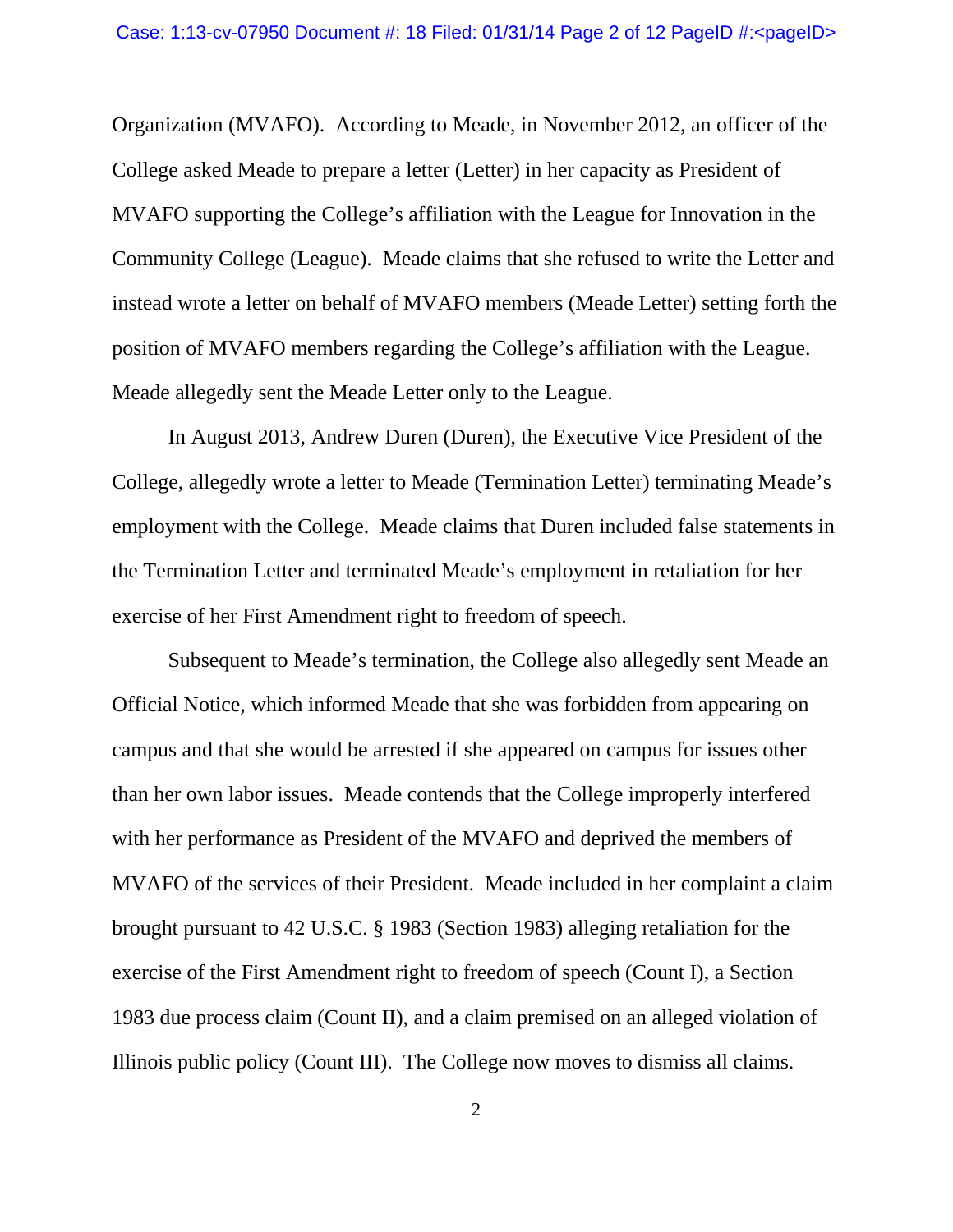Organization (MVAFO). According to Meade, in November 2012, an officer of the College asked Meade to prepare a letter (Letter) in her capacity as President of MVAFO supporting the College's affiliation with the League for Innovation in the Community College (League). Meade claims that she refused to write the Letter and instead wrote a letter on behalf of MVAFO members (Meade Letter) setting forth the position of MVAFO members regarding the College's affiliation with the League. Meade allegedly sent the Meade Letter only to the League.

In August 2013, Andrew Duren (Duren), the Executive Vice President of the College, allegedly wrote a letter to Meade (Termination Letter) terminating Meade's employment with the College. Meade claims that Duren included false statements in the Termination Letter and terminated Meade's employment in retaliation for her exercise of her First Amendment right to freedom of speech.

Subsequent to Meade's termination, the College also allegedly sent Meade an Official Notice, which informed Meade that she was forbidden from appearing on campus and that she would be arrested if she appeared on campus for issues other than her own labor issues. Meade contends that the College improperly interfered with her performance as President of the MVAFO and deprived the members of MVAFO of the services of their President. Meade included in her complaint a claim brought pursuant to 42 U.S.C. § 1983 (Section 1983) alleging retaliation for the exercise of the First Amendment right to freedom of speech (Count I), a Section 1983 due process claim (Count II), and a claim premised on an alleged violation of Illinois public policy (Count III). The College now moves to dismiss all claims.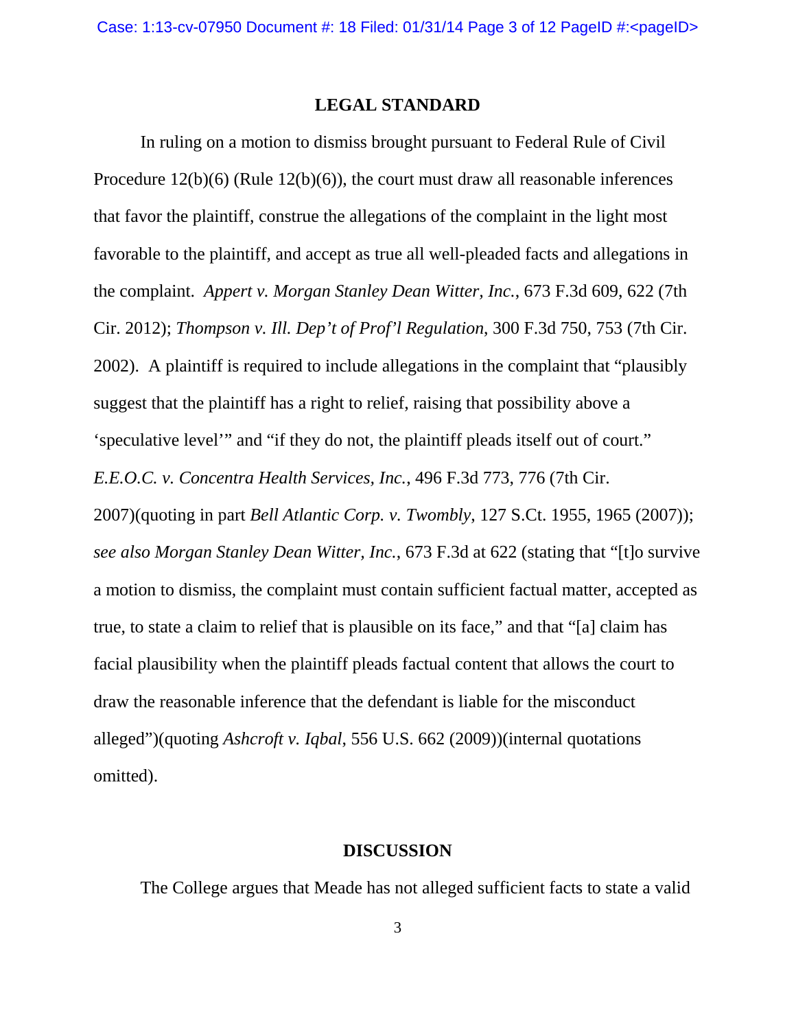## LEGAL STANDARD

In ruling on a motion to dismiss brought pursuant to Federal Rule of Civil Procedure 12(b)(6) (Rule 12(b)(6)), the court must draw all reasonable inferences that favor the plaintiff, construe the allegations of the complaint in the light most favorable to the plaintiff, and accept as true all well-pleaded facts and allegations in the complaint. *Appert v. Morgan Stanley Dean Witter, Inc.*, 673 F.3d 609, 622 (7th Cir. 2012); *Thompson v. Ill. Dep't of Prof'l Regulation*, 300 F.3d 750, 753 (7th Cir. 2002). A plaintiff is required to include allegations in the complaint that "plausibly suggest that the plaintiff has a right to relief, raising that possibility above a 'speculative level'" and "if they do not, the plaintiff pleads itself out of court." *E.E.O.C. v. Concentra Health Services, Inc.*, 496 F.3d 773, 776 (7th Cir. 2007)(quoting in part *Bell Atlantic Corp. v. Twombly*, 127 S.Ct. 1955, 1965 (2007)); *see also Morgan Stanley Dean Witter, Inc.*, 673 F.3d at 622 (stating that "[t]o survive a motion to dismiss, the complaint must contain sufficient factual matter, accepted as true, to state a claim to relief that is plausible on its face," and that "[a] claim has facial plausibility when the plaintiff pleads factual content that allows the court to draw the reasonable inference that the defendant is liable for the misconduct alleged")(quoting *Ashcroft v. Iqbal*, 556 U.S. 662 (2009))(internal quotations omitted).

## DISCUSSION

The College argues that Meade has not alleged sufficient facts to state a valid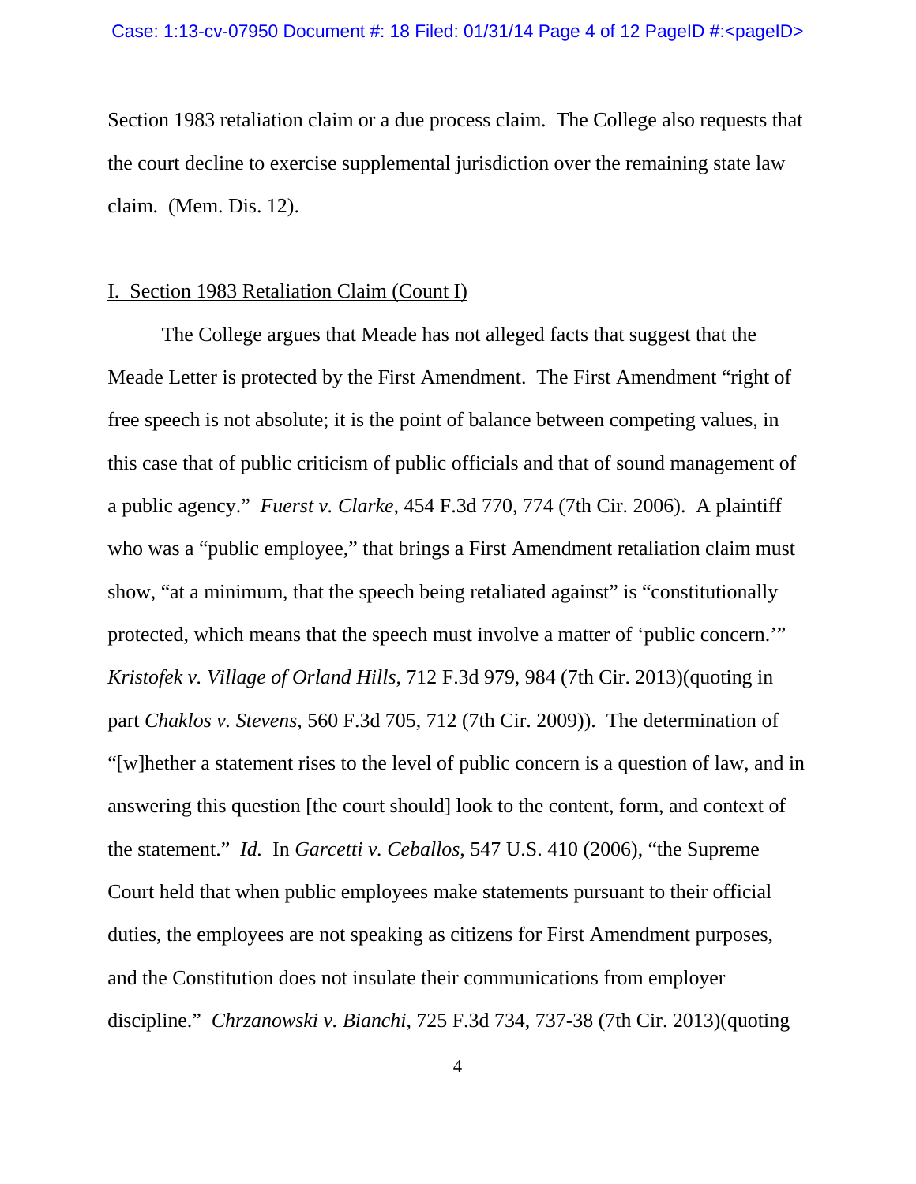Section 1983 retaliation claim or a due process claim. The College also requests that the court decline to exercise supplemental jurisdiction over the remaining state law claim. (Mem. Dis. 12).

I. <u>Section 1983 Retaliation Claim (Count I)</u>

The College argues that Meade has not alleged facts that suggest that the Meade Letter is protected by the First Amendment. The First Amendment "right of free speech is not absolute; it is the point of balance between competing values, in this case that of public criticism of public officials and that of sound management of a public agency." *Fuerst v. Clarke*, 454 F.3d 770, 774 (7th Cir. 2006). A plaintiff who was a "public employee," that brings a First Amendment retaliation claim must show, "at a minimum, that the speech being retaliated against" is "constitutionally protected, which means that the speech must involve a matter of 'public concern.'" *Kristofek v. Village of Orland Hills*, 712 F.3d 979, 984 (7th Cir. 2013)(quoting in part *Chaklos v. Stevens*, 560 F.3d 705, 712 (7th Cir. 2009)). The determination of "[w]hether a statement rises to the level of public concern is a question of law, and in answering this question [the court should] look to the content, form, and context of the statement." *Id.* In *Garcetti v. Ceballos*, 547 U.S. 410 (2006), "the Supreme Court held that when public employees make statements pursuant to their official duties, the employees are not speaking as citizens for First Amendment purposes, and the Constitution does not insulate their communications from employer discipline." *Chrzanowski v. Bianchi*, 725 F.3d 734, 737-38 (7th Cir. 2013)(quoting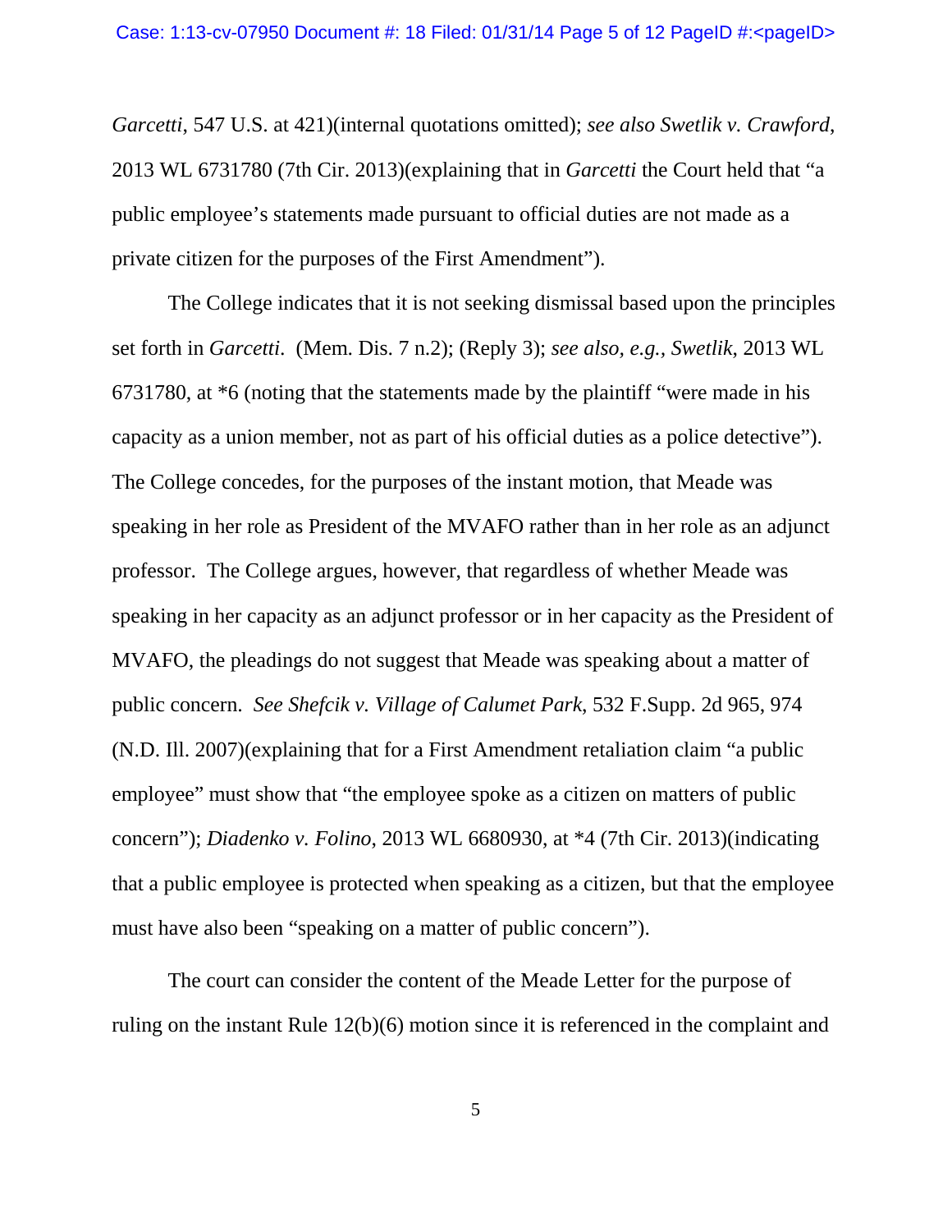*Garcetti*, 547 U.S. at 421)(internal quotations omitted); *see also Swetlik v. Crawford*, 2013 WL 6731780 (7th Cir. 2013)(explaining that in *Garcetti* the Court held that "a public employee's statements made pursuant to official duties are not made as a private citizen for the purposes of the First Amendment").

The College indicates that it is not seeking dismissal based upon the principles set forth in *Garcetti*. (Mem. Dis. 7 n.2); (Reply 3); *see also, e.g., Swetlik*, 2013 WL 6731780, at *6 (noting that the statements made by the plaintiff "were made in his capacity as a union member, not as part of his official duties as a police detective"). The College concedes, for the purposes of the instant motion, that Meade was speaking in her role as President of the MVAFO rather than in her role as an adjunct professor. The College argues, however, that regardless of whether Meade was speaking in her capacity as an adjunct professor or in her capacity as the President of MVAFO, the pleadings do not suggest that Meade was speaking about a matter of public concern. *See Shefcik v. Village of Calumet Park*, 532 F.Supp. 2d 965, 974 (N.D. Ill. 2007)(explaining that for a First Amendment retaliation claim "a public employee" must show that "the employee spoke as a citizen on matters of public concern"); *Diadenko v. Folino*, 2013 WL 6680930, at *4 (7th Cir. 2013)(indicating that a public employee is protected when speaking as a citizen, but that the employee must have also been "speaking on a matter of public concern").

The court can consider the content of the Meade Letter for the purpose of ruling on the instant Rule 12(b)(6) motion since it is referenced in the complaint and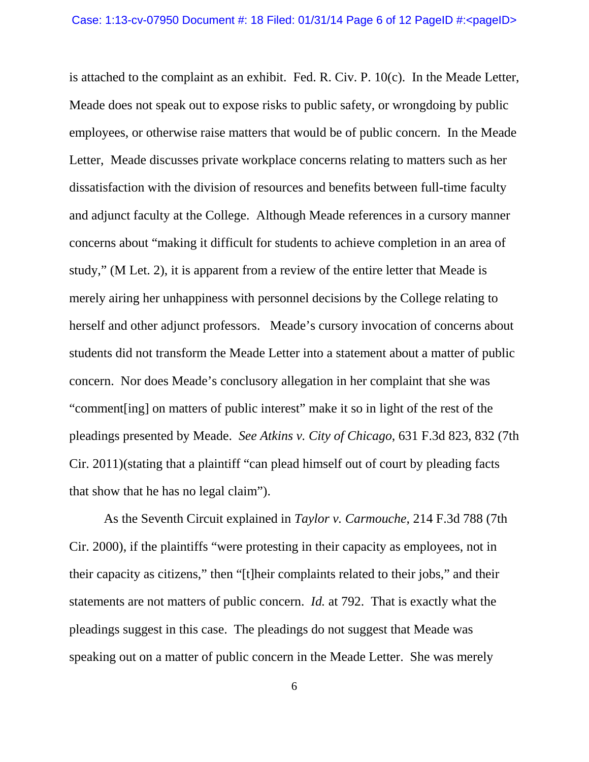is attached to the complaint as an exhibit. Fed. R. Civ. P. 10(c). In the Meade Letter, Meade does not speak out to expose risks to public safety, or wrongdoing by public employees, or otherwise raise matters that would be of public concern. In the Meade Letter, Meade discusses private workplace concerns relating to matters such as her dissatisfaction with the division of resources and benefits between full-time faculty and adjunct faculty at the College. Although Meade references in a cursory manner concerns about "making it difficult for students to achieve completion in an area of study," (M Let. 2), it is apparent from a review of the entire letter that Meade is merely airing her unhappiness with personnel decisions by the College relating to herself and other adjunct professors. Meade's cursory invocation of concerns about students did not transform the Meade Letter into a statement about a matter of public concern. Nor does Meade's conclusory allegation in her complaint that she was "comment[ing] on matters of public interest" make it so in light of the rest of the pleadings presented by Meade. *See Atkins v. City of Chicago*, 631 F.3d 823, 832 (7th Cir. 2011)(stating that a plaintiff "can plead himself out of court by pleading facts that show that he has no legal claim").

As the Seventh Circuit explained in *Taylor v. Carmouche*, 214 F.3d 788 (7th Cir. 2000), if the plaintiffs "were protesting in their capacity as employees, not in their capacity as citizens," then "[t]heir complaints related to their jobs," and their statements are not matters of public concern. *Id.* at 792. That is exactly what the pleadings suggest in this case. The pleadings do not suggest that Meade was speaking out on a matter of public concern in the Meade Letter. She was merely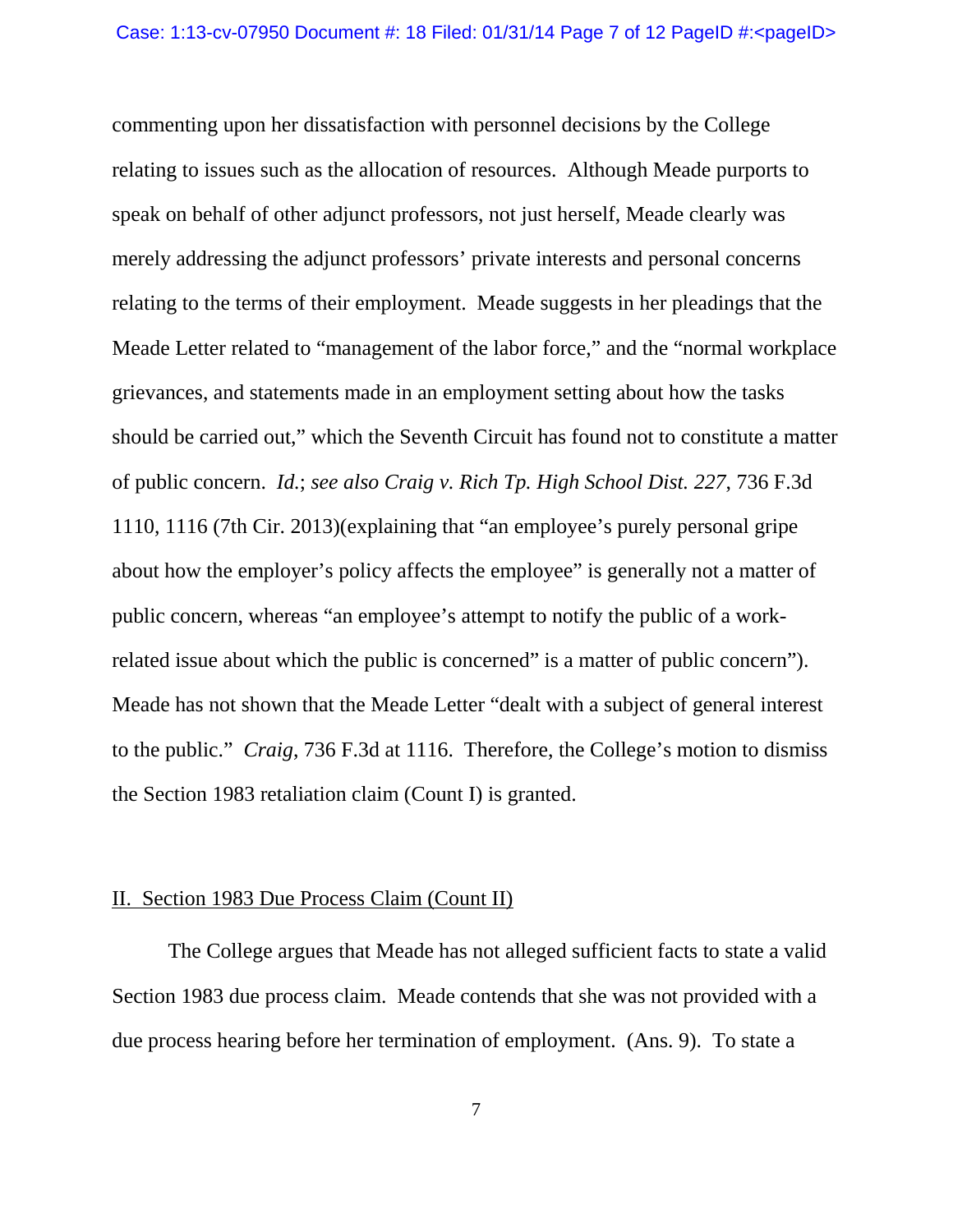commenting upon her dissatisfaction with personnel decisions by the College relating to issues such as the allocation of resources. Although Meade purports to speak on behalf of other adjunct professors, not just herself, Meade clearly was merely addressing the adjunct professors' private interests and personal concerns relating to the terms of their employment. Meade suggests in her pleadings that the Meade Letter related to "management of the labor force," and the "normal workplace grievances, and statements made in an employment setting about how the tasks should be carried out," which the Seventh Circuit has found not to constitute a matter of public concern. *Id.*; *see also Craig v. Rich Tp. High School Dist. 227*, 736 F.3d 1110, 1116 (7th Cir. 2013)(explaining that "an employee's purely personal gripe about how the employer's policy affects the employee" is generally not a matter of public concern, whereas "an employee's attempt to notify the public of a work-related issue about which the public is concerned" is a matter of public concern"). Meade has not shown that the Meade Letter "dealt with a subject of general interest to the public." *Craig*, 736 F.3d at 1116. Therefore, the College's motion to dismiss the Section 1983 retaliation claim (Count I) is granted.

## II. Section 1983 Due Process Claim (Count II)

The College argues that Meade has not alleged sufficient facts to state a valid Section 1983 due process claim. Meade contends that she was not provided with a due process hearing before her termination of employment. (Ans. 9). To state a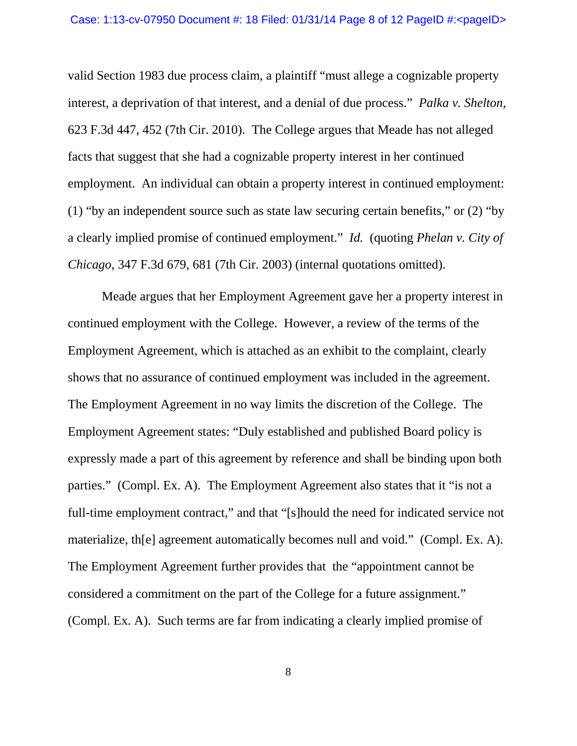valid Section 1983 due process claim, a plaintiff "must allege a cognizable property interest, a deprivation of that interest, and a denial of due process." *Palka v. Shelton*, 623 F.3d 447, 452 (7th Cir. 2010). The College argues that Meade has not alleged facts that suggest that she had a cognizable property interest in her continued employment. An individual can obtain a property interest in continued employment: (1) "by an independent source such as state law securing certain benefits," or (2) "by a clearly implied promise of continued employment." *Id.* (quoting *Phelan v. City of Chicago*, 347 F.3d 679, 681 (7th Cir. 2003) (internal quotations omitted).

Meade argues that her Employment Agreement gave her a property interest in continued employment with the College. However, a review of the terms of the Employment Agreement, which is attached as an exhibit to the complaint, clearly shows that no assurance of continued employment was included in the agreement. The Employment Agreement in no way limits the discretion of the College. The Employment Agreement states: "Duly established and published Board policy is expressly made a part of this agreement by reference and shall be binding upon both parties." (Compl. Ex. A). The Employment Agreement also states that it "is not a full-time employment contract," and that "[s]hould the need for indicated service not materialize, th[e] agreement automatically becomes null and void." (Compl. Ex. A). The Employment Agreement further provides that the "appointment cannot be considered a commitment on the part of the College for a future assignment." (Compl. Ex. A). Such terms are far from indicating a clearly implied promise of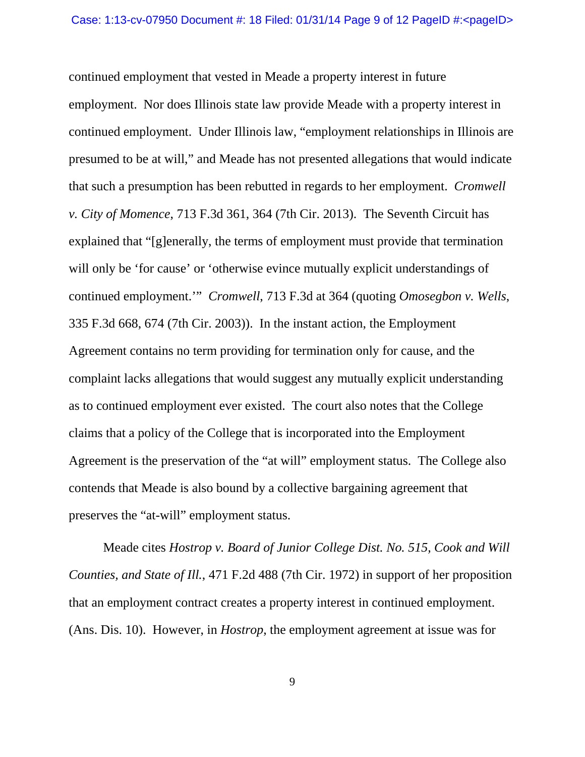continued employment that vested in Meade a property interest in future employment. Nor does Illinois state law provide Meade with a property interest in continued employment. Under Illinois law, "employment relationships in Illinois are presumed to be at will," and Meade has not presented allegations that would indicate that such a presumption has been rebutted in regards to her employment. *Cromwell v. City of Momence*, 713 F.3d 361, 364 (7th Cir. 2013). The Seventh Circuit has explained that "[g]enerally, the terms of employment must provide that termination will only be 'for cause' or 'otherwise evince mutually explicit understandings of continued employment.'" *Cromwell*, 713 F.3d at 364 (quoting *Omosegbon v. Wells*, 335 F.3d 668, 674 (7th Cir. 2003)). In the instant action, the Employment Agreement contains no term providing for termination only for cause, and the complaint lacks allegations that would suggest any mutually explicit understanding as to continued employment ever existed. The court also notes that the College claims that a policy of the College that is incorporated into the Employment Agreement is the preservation of the "at will" employment status. The College also contends that Meade is also bound by a collective bargaining agreement that preserves the "at-will" employment status.

Meade cites *Hostrop v. Board of Junior College Dist. No. 515, Cook and Will Counties, and State of Ill.*, 471 F.2d 488 (7th Cir. 1972) in support of her proposition that an employment contract creates a property interest in continued employment. (Ans. Dis. 10). However, in *Hostrop*, the employment agreement at issue was for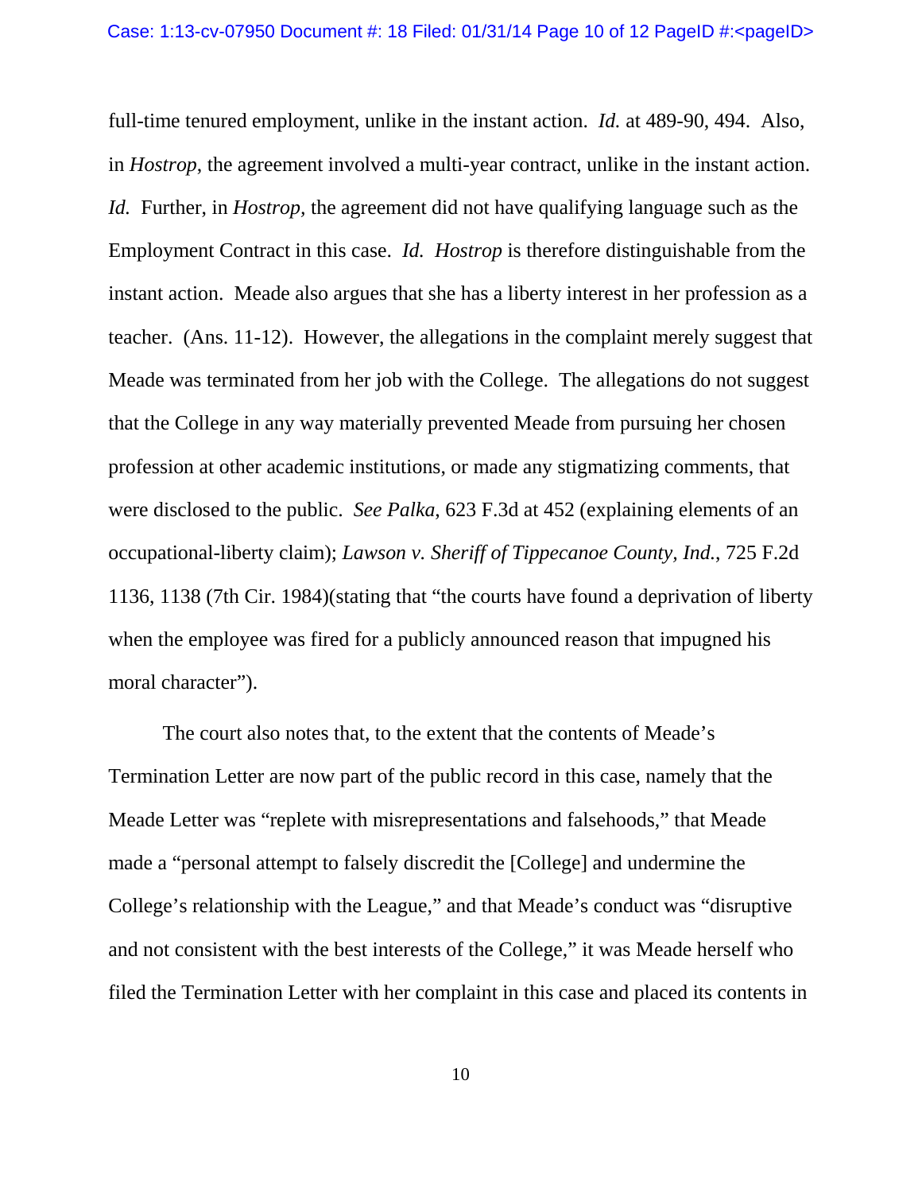full-time tenured employment, unlike in the instant action. *Id.* at 489-90, 494. Also, in *Hostrop*, the agreement involved a multi-year contract, unlike in the instant action. *Id.* Further, in *Hostrop*, the agreement did not have qualifying language such as the Employment Contract in this case. *Id.* *Hostrop* is therefore distinguishable from the instant action. Meade also argues that she has a liberty interest in her profession as a teacher. (Ans. 11-12). However, the allegations in the complaint merely suggest that Meade was terminated from her job with the College. The allegations do not suggest that the College in any way materially prevented Meade from pursuing her chosen profession at other academic institutions, or made any stigmatizing comments, that were disclosed to the public. *See Palka*, 623 F.3d at 452 (explaining elements of an occupational-liberty claim); *Lawson v. Sheriff of Tippecanoe County, Ind.*, 725 F.2d 1136, 1138 (7th Cir. 1984)(stating that "the courts have found a deprivation of liberty when the employee was fired for a publicly announced reason that impugned his moral character").

The court also notes that, to the extent that the contents of Meade's Termination Letter are now part of the public record in this case, namely that the Meade Letter was "replete with misrepresentations and falsehoods," that Meade made a "personal attempt to falsely discredit the [College] and undermine the College's relationship with the League," and that Meade's conduct was "disruptive and not consistent with the best interests of the College," it was Meade herself who filed the Termination Letter with her complaint in this case and placed its contents in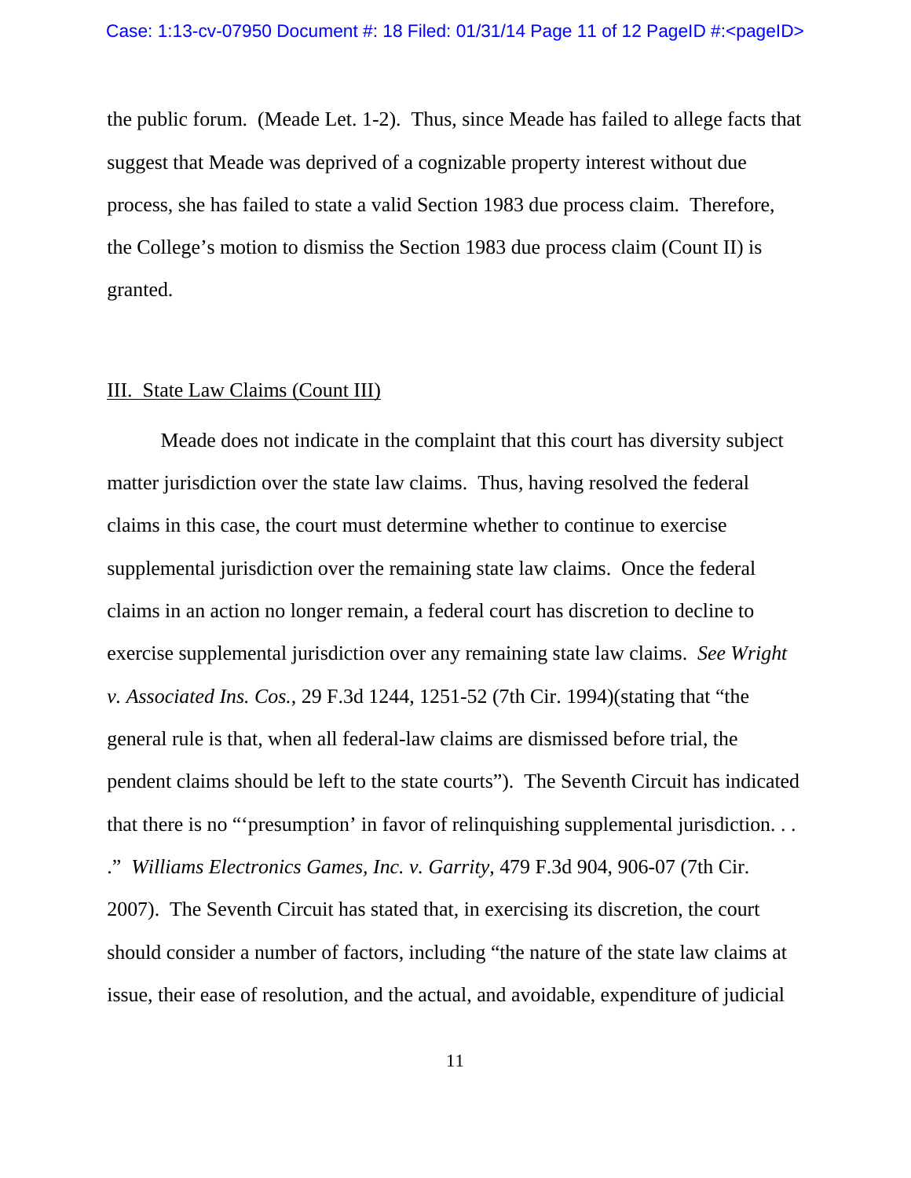the public forum. (Meade Let. 1-2). Thus, since Meade has failed to allege facts that suggest that Meade was deprived of a cognizable property interest without due process, she has failed to state a valid Section 1983 due process claim. Therefore, the College's motion to dismiss the Section 1983 due process claim (Count II) is granted.

## III. State Law Claims (Count III)

Meade does not indicate in the complaint that this court has diversity subject matter jurisdiction over the state law claims. Thus, having resolved the federal claims in this case, the court must determine whether to continue to exercise supplemental jurisdiction over the remaining state law claims. Once the federal claims in an action no longer remain, a federal court has discretion to decline to exercise supplemental jurisdiction over any remaining state law claims. *See Wright v. Associated Ins. Cos.*, 29 F.3d 1244, 1251-52 (7th Cir. 1994)(stating that "the general rule is that, when all federal-law claims are dismissed before trial, the pendent claims should be left to the state courts"). The Seventh Circuit has indicated that there is no "'presumption' in favor of relinquishing supplemental jurisdiction. . . ." *Williams Electronics Games, Inc. v. Garrity*, 479 F.3d 904, 906-07 (7th Cir. 2007). The Seventh Circuit has stated that, in exercising its discretion, the court should consider a number of factors, including "the nature of the state law claims at issue, their ease of resolution, and the actual, and avoidable, expenditure of judicial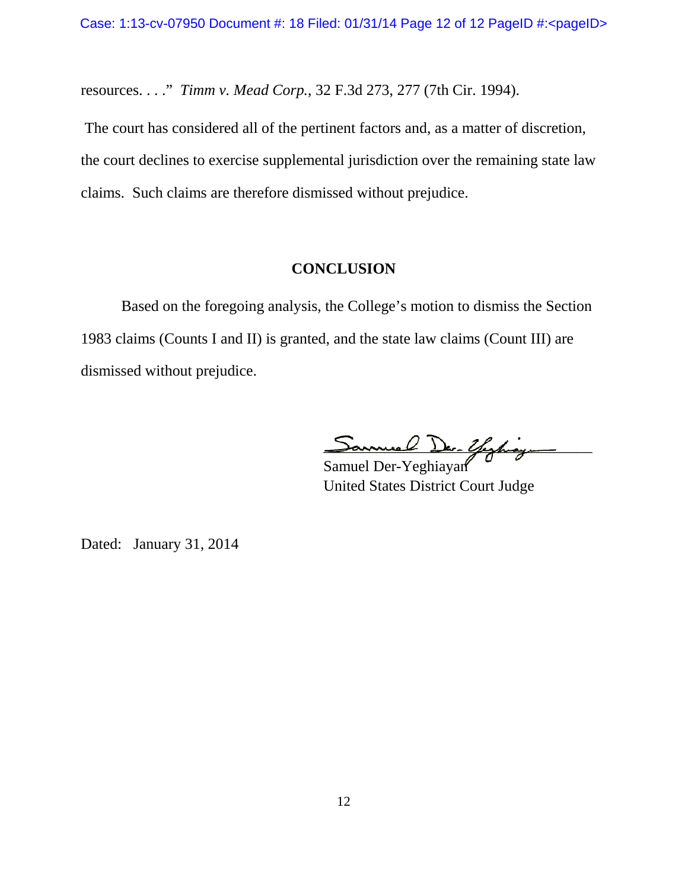resources. . . ." *Timm v. Mead Corp.*, 32 F.3d 273, 277 (7th Cir. 1994).

The court has considered all of the pertinent factors and, as a matter of discretion, the court declines to exercise supplemental jurisdiction over the remaining state law claims. Such claims are therefore dismissed without prejudice.

## CONCLUSION

Based on the foregoing analysis, the College's motion to dismiss the Section 1983 claims (Counts I and II) is granted, and the state law claims (Count III) are dismissed without prejudice.

Samuel Der-Yeghiayan
United States District Court Judge

Dated: January 31, 2014